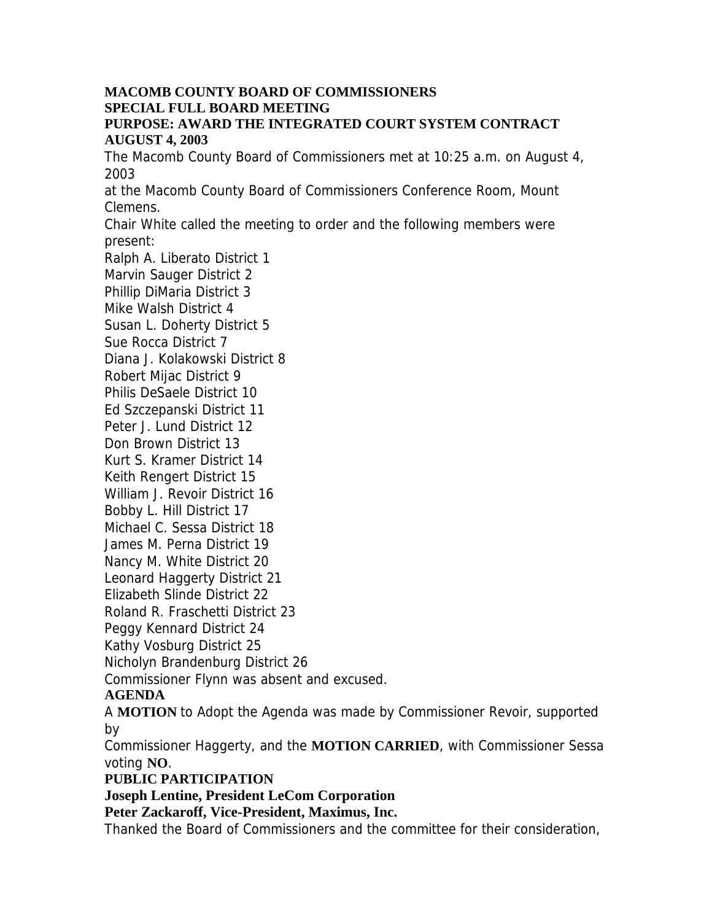# MACOMB COUNTY BOARD OF COMMISSIONERS
## SPECIAL FULL BOARD MEETING
## PURPOSE: AWARD THE INTEGRATED COURT SYSTEM CONTRACT
## AUGUST 4, 2003

The Macomb County Board of Commissioners met at 10:25 a.m. on August 4, 2003 at the Macomb County Board of Commissioners Conference Room, Mount Clemens.

Chair White called the meeting to order and the following members were present:

Ralph A. Liberato District 1
Marvin Sauger District 2
Phillip DiMaria District 3
Mike Walsh District 4
Susan L. Doherty District 5
Sue Rocca District 7
Diana J. Kolakowski District 8
Robert Mijac District 9
Philis DeSaele District 10
Ed Szczepanski District 11
Peter J. Lund District 12
Don Brown District 13
Kurt S. Kramer District 14
Keith Rengert District 15
William J. Revoir District 16
Bobby L. Hill District 17
Michael C. Sessa District 18
James M. Perna District 19
Nancy M. White District 20
Leonard Haggerty District 21
Elizabeth Slinde District 22
Roland R. Fraschetti District 23
Peggy Kennard District 24
Kathy Vosburg District 25
Nicholyn Brandenburg District 26

Commissioner Flynn was absent and excused.

**AGENDA**

A **MOTION** to Adopt the Agenda was made by Commissioner Revoir, supported by Commissioner Haggerty, and the **MOTION CARRIED**, with Commissioner Sessa voting **NO**.

**PUBLIC PARTICIPATION**

**Joseph Lentine, President LeCom Corporation**

**Peter Zackaroff, Vice-President, Maximus, Inc.**

Thanked the Board of Commissioners and the committee for their consideration,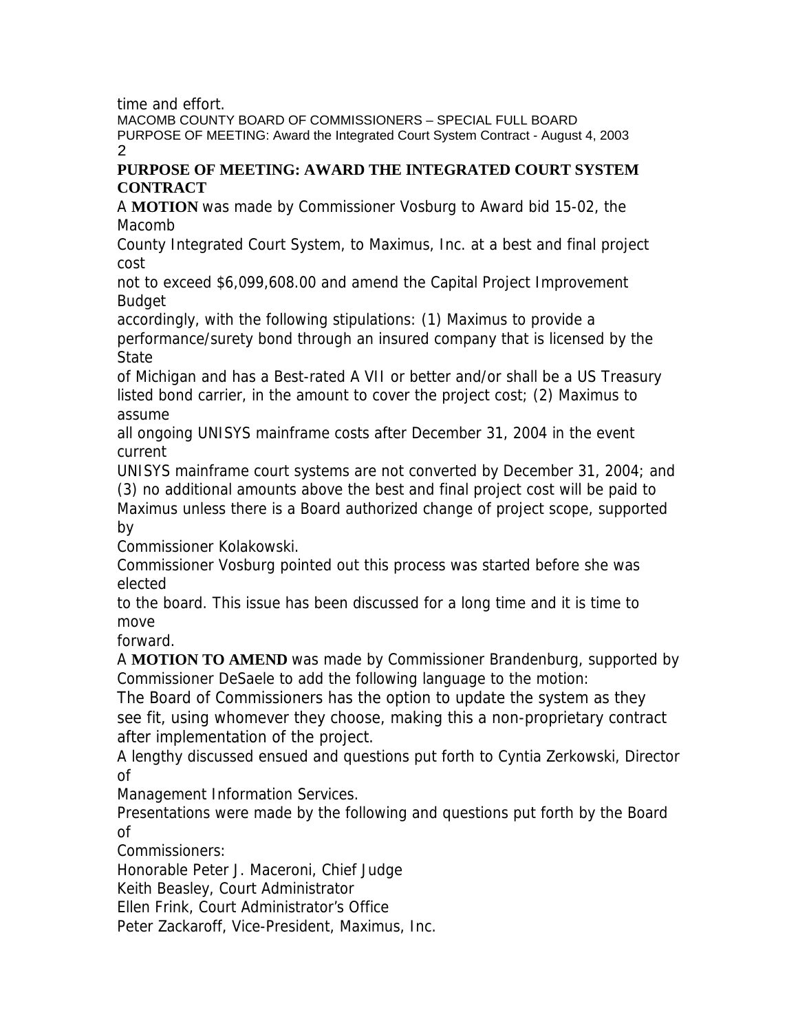time and effort.

## PURPOSE OF MEETING: AWARD THE INTEGRATED COURT SYSTEM CONTRACT

A **MOTION** was made by Commissioner Vosburg to Award bid 15-02, the Macomb County Integrated Court System, to Maximus, Inc. at a best and final project cost not to exceed $6,099,608.00 and amend the Capital Project Improvement Budget accordingly, with the following stipulations: (1) Maximus to provide a performance/surety bond through an insured company that is licensed by the State of Michigan and has a Best-rated A VII or better and/or shall be a US Treasury listed bond carrier, in the amount to cover the project cost; (2) Maximus to assume all ongoing UNISYS mainframe costs after December 31, 2004 in the event current UNISYS mainframe court systems are not converted by December 31, 2004; and (3) no additional amounts above the best and final project cost will be paid to Maximus unless there is a Board authorized change of project scope, supported by Commissioner Kolakowski.

Commissioner Vosburg pointed out this process was started before she was elected to the board. This issue has been discussed for a long time and it is time to move forward.

A **MOTION TO AMEND** was made by Commissioner Brandenburg, supported by Commissioner DeSaele to add the following language to the motion:

The Board of Commissioners has the option to update the system as they see fit, using whomever they choose, making this a non-proprietary contract after implementation of the project.

A lengthy discussed ensued and questions put forth to Cyntia Zerkowski, Director of Management Information Services.

Presentations were made by the following and questions put forth by the Board of Commissioners:

Honorable Peter J. Maceroni, Chief Judge
Keith Beasley, Court Administrator
Ellen Frink, Court Administrator's Office
Peter Zackaroff, Vice-President, Maximus, Inc.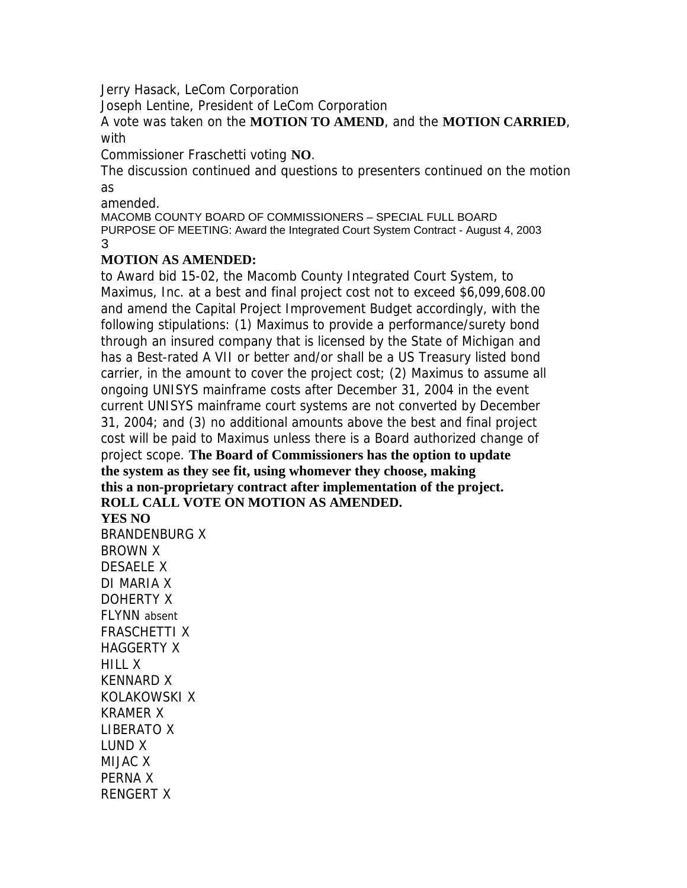Jerry Hasack, LeCom Corporation

Joseph Lentine, President of LeCom Corporation

A vote was taken on the **MOTION TO AMEND**, and the **MOTION CARRIED**, with Commissioner Fraschetti voting **NO**.

The discussion continued and questions to presenters continued on the motion as amended.

**MOTION AS AMENDED:**

to Award bid 15-02, the Macomb County Integrated Court System, to Maximus, Inc. at a best and final project cost not to exceed $6,099,608.00 and amend the Capital Project Improvement Budget accordingly, with the following stipulations: (1) Maximus to provide a performance/surety bond through an insured company that is licensed by the State of Michigan and has a Best-rated A VII or better and/or shall be a US Treasury listed bond carrier, in the amount to cover the project cost; (2) Maximus to assume all ongoing UNISYS mainframe costs after December 31, 2004 in the event current UNISYS mainframe court systems are not converted by December 31, 2004; and (3) no additional amounts above the best and final project cost will be paid to Maximus unless there is a Board authorized change of project scope. **The Board of Commissioners has the option to update the system as they see fit, using whomever they choose, making this a non-proprietary contract after implementation of the project.**

**ROLL CALL VOTE ON MOTION AS AMENDED.**

| | YES | NO |
|---|---|---|
| BRANDENBURG | X | |
| BROWN | X | |
| DESAELE | X | |
| DI MARIA | X | |
| DOHERTY | X | |
| FLYNN | absent | |
| FRASCHETTI | X | |
| HAGGERTY | X | |
| HILL | X | |
| KENNARD | X | |
| KOLAKOWSKI | X | |
| KRAMER | X | |
| LIBERATO | X | |
| LUND | X | |
| MIJAC | X | |
| PERNA | X | |
| RENGERT | X | |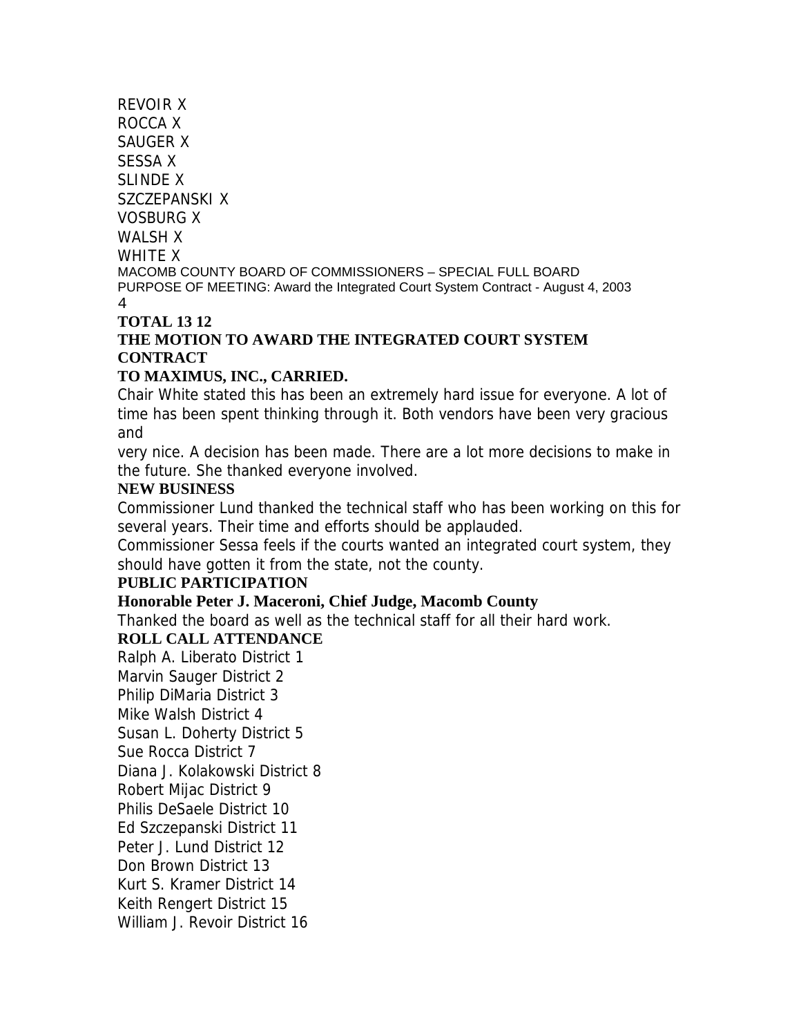REVOIR X
ROCCA X
SAUGER X
SESSA X
SLINDE X
SZCZEPANSKI X
VOSBURG X
WALSH X
WHITE X

**TOTAL 13 12**

**THE MOTION TO AWARD THE INTEGRATED COURT SYSTEM CONTRACT TO MAXIMUS, INC., CARRIED.**

Chair White stated this has been an extremely hard issue for everyone. A lot of time has been spent thinking through it. Both vendors have been very gracious and very nice. A decision has been made. There are a lot more decisions to make in the future. She thanked everyone involved.

**NEW BUSINESS**

Commissioner Lund thanked the technical staff who has been working on this for several years. Their time and efforts should be applauded.

Commissioner Sessa feels if the courts wanted an integrated court system, they should have gotten it from the state, not the county.

**PUBLIC PARTICIPATION**

**Honorable Peter J. Maceroni, Chief Judge, Macomb County**

Thanked the board as well as the technical staff for all their hard work.

**ROLL CALL ATTENDANCE**

Ralph A. Liberato District 1
Marvin Sauger District 2
Philip DiMaria District 3
Mike Walsh District 4
Susan L. Doherty District 5
Sue Rocca District 7
Diana J. Kolakowski District 8
Robert Mijac District 9
Philis DeSaele District 10
Ed Szczepanski District 11
Peter J. Lund District 12
Don Brown District 13
Kurt S. Kramer District 14
Keith Rengert District 15
William J. Revoir District 16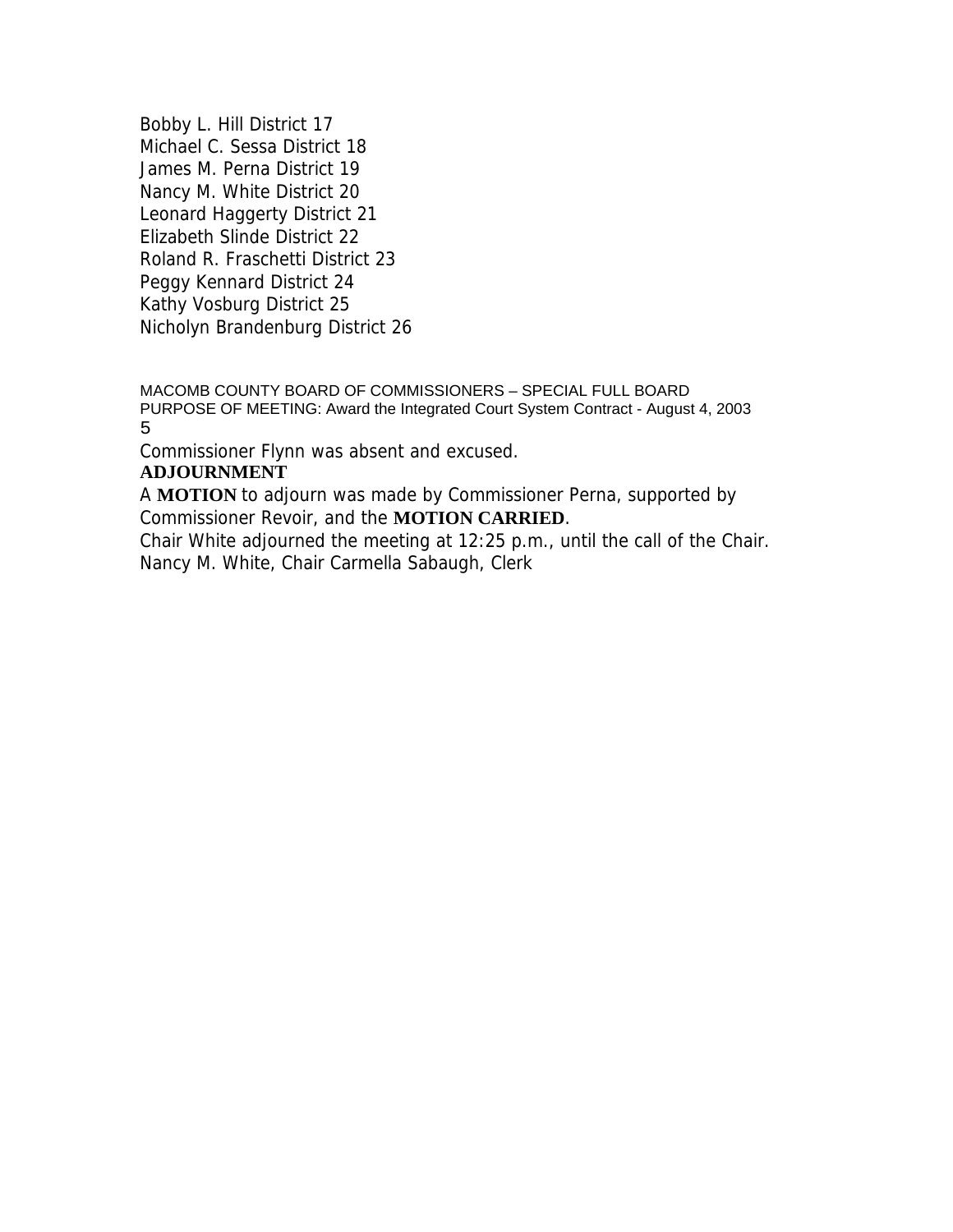Bobby L. Hill District 17
Michael C. Sessa District 18
James M. Perna District 19
Nancy M. White District 20
Leonard Haggerty District 21
Elizabeth Slinde District 22
Roland R. Fraschetti District 23
Peggy Kennard District 24
Kathy Vosburg District 25
Nicholyn Brandenburg District 26

Commissioner Flynn was absent and excused.

**ADJOURNMENT**

A **MOTION** to adjourn was made by Commissioner Perna, supported by Commissioner Revoir, and the **MOTION CARRIED**.

Chair White adjourned the meeting at 12:25 p.m., until the call of the Chair.

Nancy M. White, Chair Carmella Sabaugh, Clerk